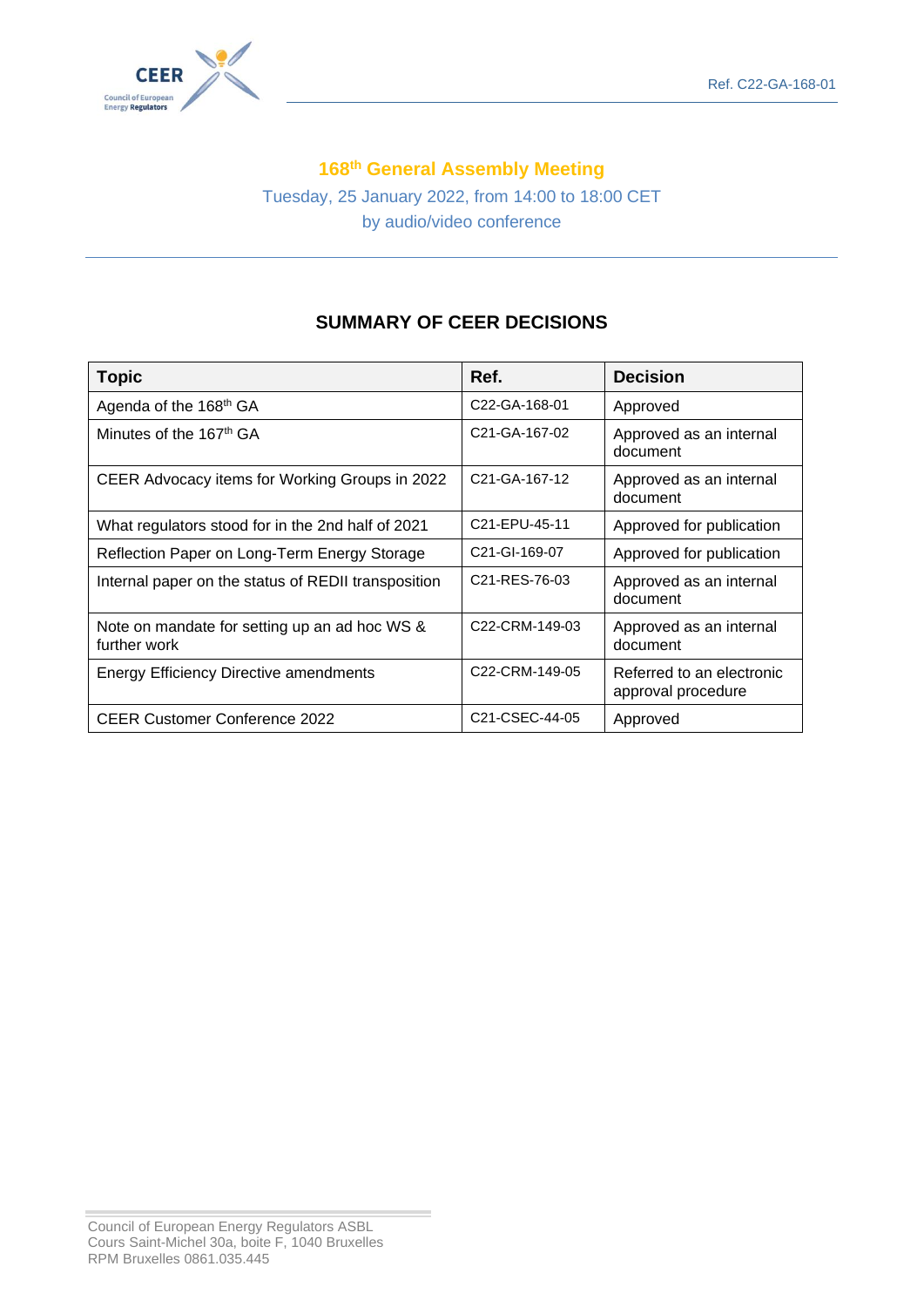Ref. C22-GA-168-01

# 168th General Assembly Meeting

Tuesday, 25 January 2022, from 14:00 to 18:00 CET
by audio/video conference

## SUMMARY OF CEER DECISIONS

| Topic | Ref. | Decision |
|---|---|---|
| Agenda of the 168th GA | C22-GA-168-01 | Approved |
| Minutes of the 167th GA | C21-GA-167-02 | Approved as an internal document |
| CEER Advocacy items for Working Groups in 2022 | C21-GA-167-12 | Approved as an internal document |
| What regulators stood for in the 2nd half of 2021 | C21-EPU-45-11 | Approved for publication |
| Reflection Paper on Long-Term Energy Storage | C21-GI-169-07 | Approved for publication |
| Internal paper on the status of REDII transposition | C21-RES-76-03 | Approved as an internal document |
| Note on mandate for setting up an ad hoc WS & further work | C22-CRM-149-03 | Approved as an internal document |
| Energy Efficiency Directive amendments | C22-CRM-149-05 | Referred to an electronic approval procedure |
| CEER Customer Conference 2022 | C21-CSEC-44-05 | Approved |

Council of European Energy Regulators ASBL
Cours Saint-Michel 30a, boite F, 1040 Bruxelles
RPM Bruxelles 0861.035.445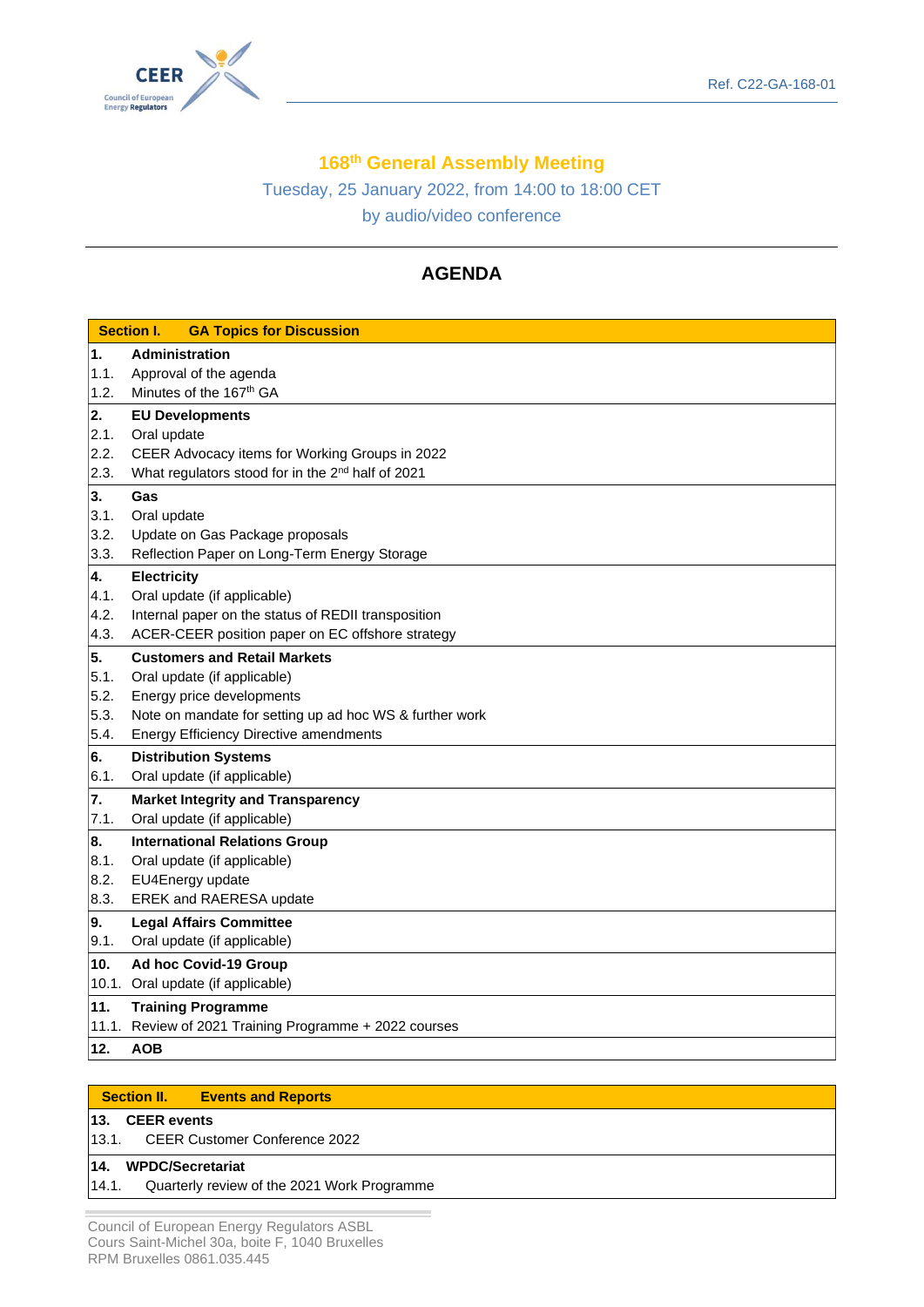Ref. C22-GA-168-01

## 168th General Assembly Meeting

Tuesday, 25 January 2022, from 14:00 to 18:00 CET

by audio/video conference

# AGENDA

| Section I. | GA Topics for Discussion |
|---|---|
| **1.** | **Administration** |
| 1.1. | Approval of the agenda |
| 1.2. | Minutes of the 167th GA |
| **2.** | **EU Developments** |
| 2.1. | Oral update |
| 2.2. | CEER Advocacy items for Working Groups in 2022 |
| 2.3. | What regulators stood for in the 2nd half of 2021 |
| **3.** | **Gas** |
| 3.1. | Oral update |
| 3.2. | Update on Gas Package proposals |
| 3.3. | Reflection Paper on Long-Term Energy Storage |
| **4.** | **Electricity** |
| 4.1. | Oral update (if applicable) |
| 4.2. | Internal paper on the status of REDII transposition |
| 4.3. | ACER-CEER position paper on EC offshore strategy |
| **5.** | **Customers and Retail Markets** |
| 5.1. | Oral update (if applicable) |
| 5.2. | Energy price developments |
| 5.3. | Note on mandate for setting up ad hoc WS & further work |
| 5.4. | Energy Efficiency Directive amendments |
| **6.** | **Distribution Systems** |
| 6.1. | Oral update (if applicable) |
| **7.** | **Market Integrity and Transparency** |
| 7.1. | Oral update (if applicable) |
| **8.** | **International Relations Group** |
| 8.1. | Oral update (if applicable) |
| 8.2. | EU4Energy update |
| 8.3. | EREK and RAERESA update |
| **9.** | **Legal Affairs Committee** |
| 9.1. | Oral update (if applicable) |
| **10.** | **Ad hoc Covid-19 Group** |
| 10.1. | Oral update (if applicable) |
| **11.** | **Training Programme** |
| 11.1. | Review of 2021 Training Programme + 2022 courses |
| **12.** | **AOB** |

| Section II. | Events and Reports |
|---|---|
| **13.** | **CEER events** |
| 13.1. | CEER Customer Conference 2022 |
| **14.** | **WPDC/Secretariat** |
| 14.1. | Quarterly review of the 2021 Work Programme |

Council of European Energy Regulators ASBL
Cours Saint-Michel 30a, boite F, 1040 Bruxelles
RPM Bruxelles 0861.035.445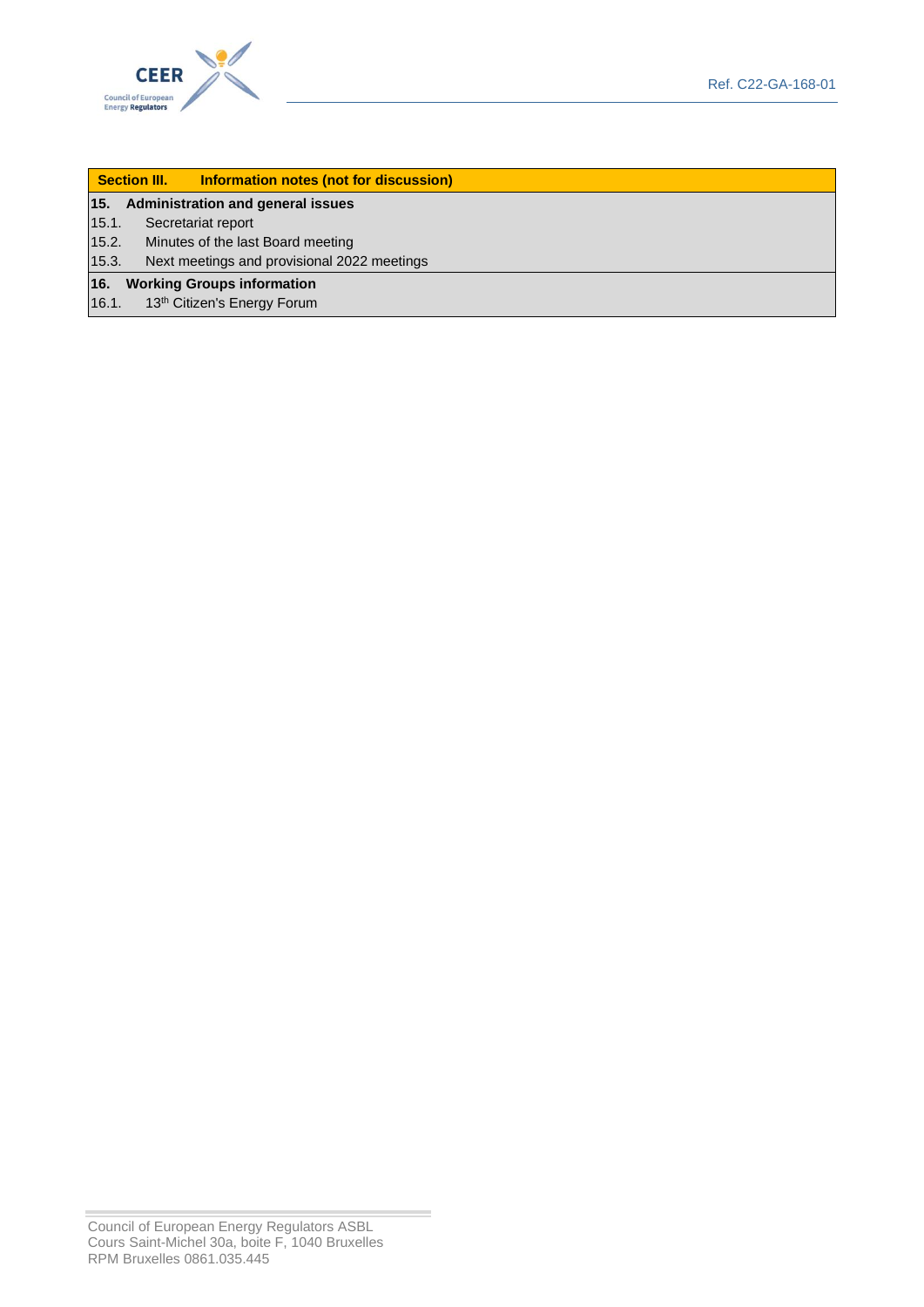| Section III. | Information notes (not for discussion) |
|---|---|
| **15.** | **Administration and general issues** |
| 15.1. | Secretariat report |
| 15.2. | Minutes of the last Board meeting |
| 15.3. | Next meetings and provisional 2022 meetings |
| **16.** | **Working Groups information** |
| 16.1. | 13th Citizen's Energy Forum |

Council of European Energy Regulators ASBL
Cours Saint-Michel 30a, boite F, 1040 Bruxelles
RPM Bruxelles 0861.035.445